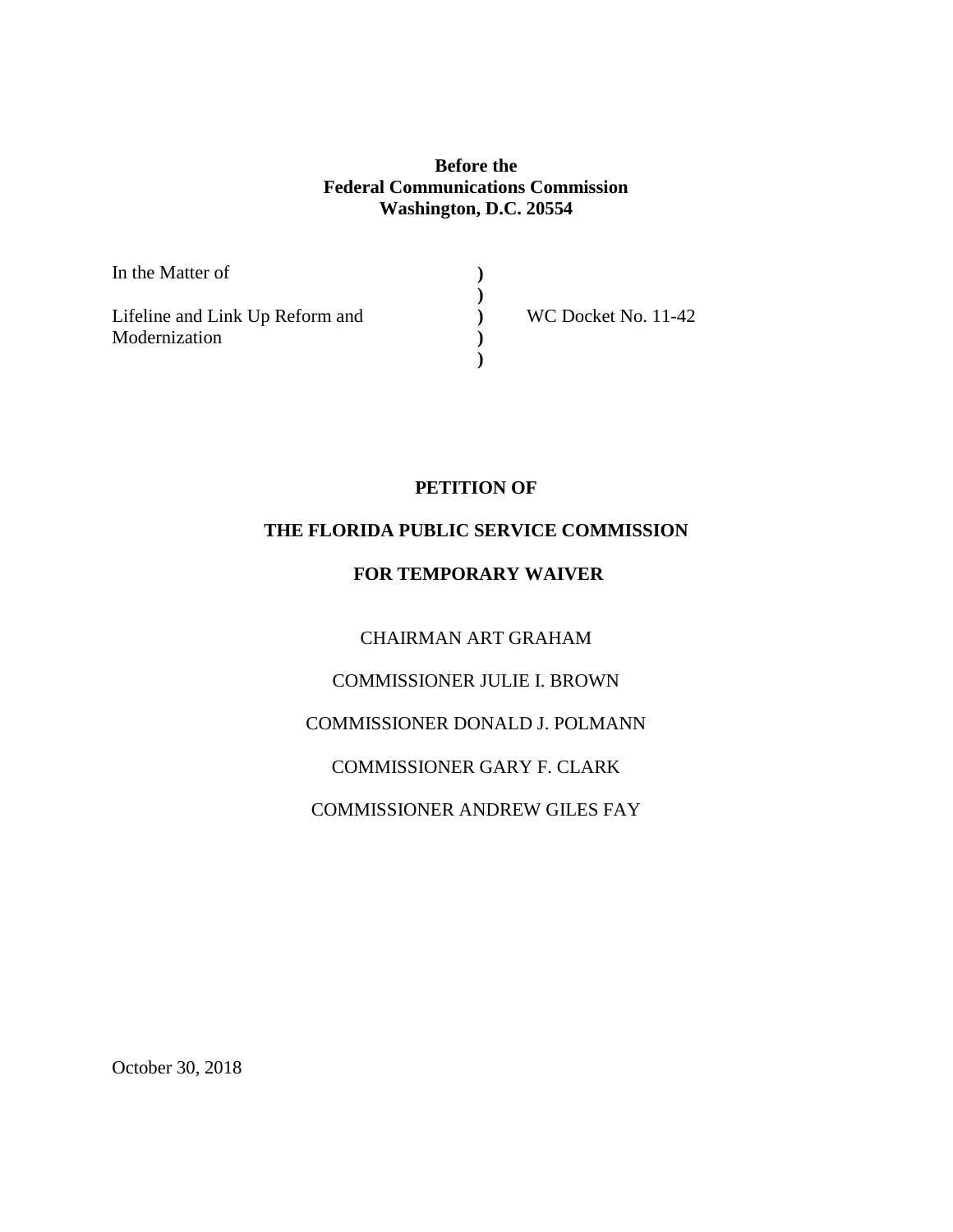**Before the**
**Federal Communications Commission**
**Washington, D.C. 20554**

| | | |
|---|---|---|
| In the Matter of | ) | |
| | ) | |
| Lifeline and Link Up Reform and Modernization | ) | WC Docket No. 11-42 |
| | ) | |
| | ) | |

**PETITION OF**

**THE FLORIDA PUBLIC SERVICE COMMISSION**

**FOR TEMPORARY WAIVER**

CHAIRMAN ART GRAHAM

COMMISSIONER JULIE I. BROWN

COMMISSIONER DONALD J. POLMANN

COMMISSIONER GARY F. CLARK

COMMISSIONER ANDREW GILES FAY

October 30, 2018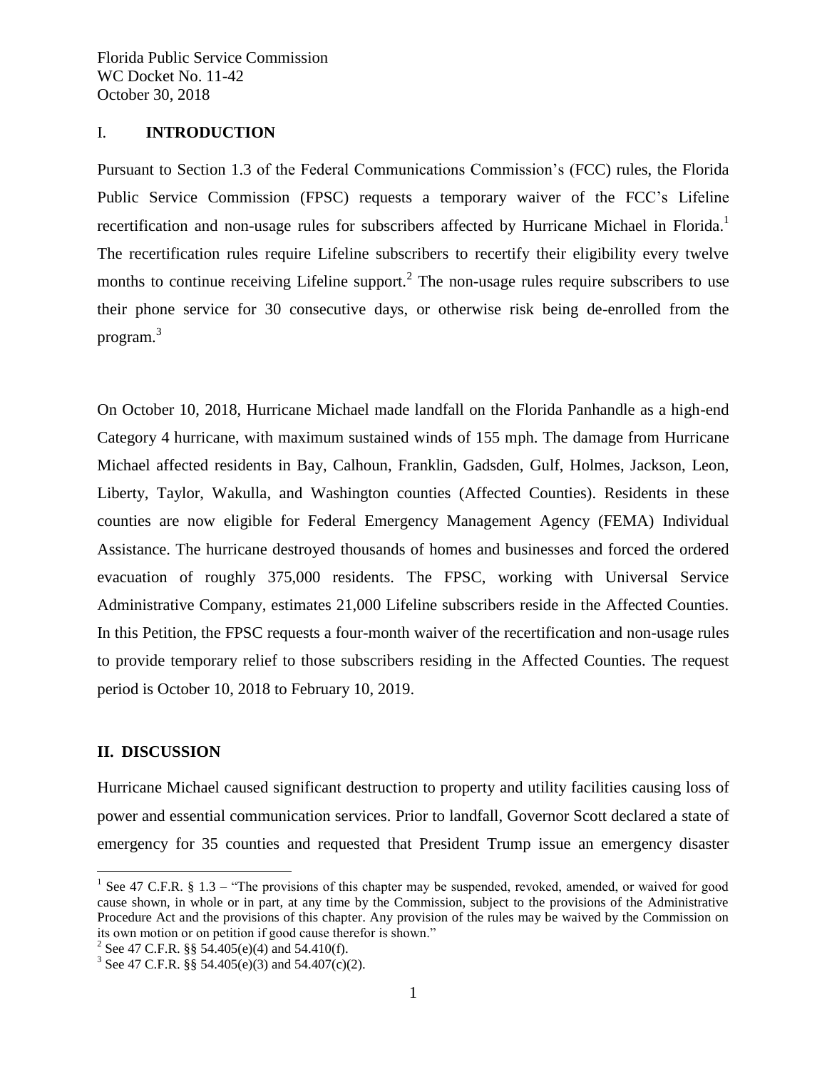Florida Public Service Commission
WC Docket No. 11-42
October 30, 2018

## I. INTRODUCTION

Pursuant to Section 1.3 of the Federal Communications Commission's (FCC) rules, the Florida Public Service Commission (FPSC) requests a temporary waiver of the FCC's Lifeline recertification and non-usage rules for subscribers affected by Hurricane Michael in Florida.[1] The recertification rules require Lifeline subscribers to recertify their eligibility every twelve months to continue receiving Lifeline support.[2] The non-usage rules require subscribers to use their phone service for 30 consecutive days, or otherwise risk being de-enrolled from the program.[3]

On October 10, 2018, Hurricane Michael made landfall on the Florida Panhandle as a high-end Category 4 hurricane, with maximum sustained winds of 155 mph. The damage from Hurricane Michael affected residents in Bay, Calhoun, Franklin, Gadsden, Gulf, Holmes, Jackson, Leon, Liberty, Taylor, Wakulla, and Washington counties (Affected Counties). Residents in these counties are now eligible for Federal Emergency Management Agency (FEMA) Individual Assistance. The hurricane destroyed thousands of homes and businesses and forced the ordered evacuation of roughly 375,000 residents. The FPSC, working with Universal Service Administrative Company, estimates 21,000 Lifeline subscribers reside in the Affected Counties. In this Petition, the FPSC requests a four-month waiver of the recertification and non-usage rules to provide temporary relief to those subscribers residing in the Affected Counties. The request period is October 10, 2018 to February 10, 2019.

## II. DISCUSSION

Hurricane Michael caused significant destruction to property and utility facilities causing loss of power and essential communication services. Prior to landfall, Governor Scott declared a state of emergency for 35 counties and requested that President Trump issue an emergency disaster

---

[1] See 47 C.F.R. § 1.3 – "The provisions of this chapter may be suspended, revoked, amended, or waived for good cause shown, in whole or in part, at any time by the Commission, subject to the provisions of the Administrative Procedure Act and the provisions of this chapter. Any provision of the rules may be waived by the Commission on its own motion or on petition if good cause therefor is shown."

[2] See 47 C.F.R. §§ 54.405(e)(4) and 54.410(f).

[3] See 47 C.F.R. §§ 54.405(e)(3) and 54.407(c)(2).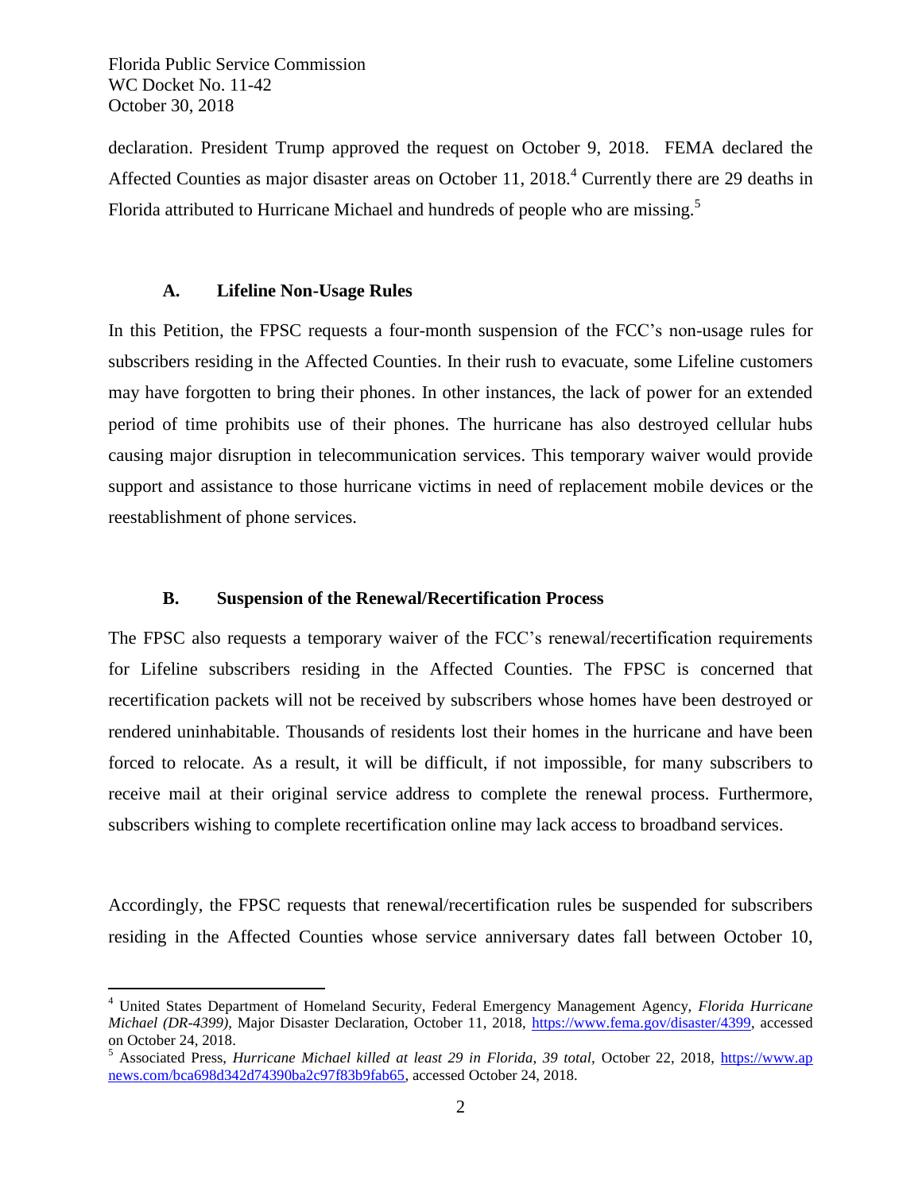declaration. President Trump approved the request on October 9, 2018. FEMA declared the Affected Counties as major disaster areas on October 11, 2018.[4] Currently there are 29 deaths in Florida attributed to Hurricane Michael and hundreds of people who are missing.[5]

### A. Lifeline Non-Usage Rules

In this Petition, the FPSC requests a four-month suspension of the FCC's non-usage rules for subscribers residing in the Affected Counties. In their rush to evacuate, some Lifeline customers may have forgotten to bring their phones. In other instances, the lack of power for an extended period of time prohibits use of their phones. The hurricane has also destroyed cellular hubs causing major disruption in telecommunication services. This temporary waiver would provide support and assistance to those hurricane victims in need of replacement mobile devices or the reestablishment of phone services.

### B. Suspension of the Renewal/Recertification Process

The FPSC also requests a temporary waiver of the FCC's renewal/recertification requirements for Lifeline subscribers residing in the Affected Counties. The FPSC is concerned that recertification packets will not be received by subscribers whose homes have been destroyed or rendered uninhabitable. Thousands of residents lost their homes in the hurricane and have been forced to relocate. As a result, it will be difficult, if not impossible, for many subscribers to receive mail at their original service address to complete the renewal process. Furthermore, subscribers wishing to complete recertification online may lack access to broadband services.

Accordingly, the FPSC requests that renewal/recertification rules be suspended for subscribers residing in the Affected Counties whose service anniversary dates fall between October 10,

---

[4] United States Department of Homeland Security, Federal Emergency Management Agency, *Florida Hurricane Michael (DR-4399)*, Major Disaster Declaration, October 11, 2018, https://www.fema.gov/disaster/4399, accessed on October 24, 2018.

[5] Associated Press, *Hurricane Michael killed at least 29 in Florida, 39 total,* October 22, 2018, https://www.apnews.com/bca698d342d74390ba2c97f83b9fab65, accessed October 24, 2018.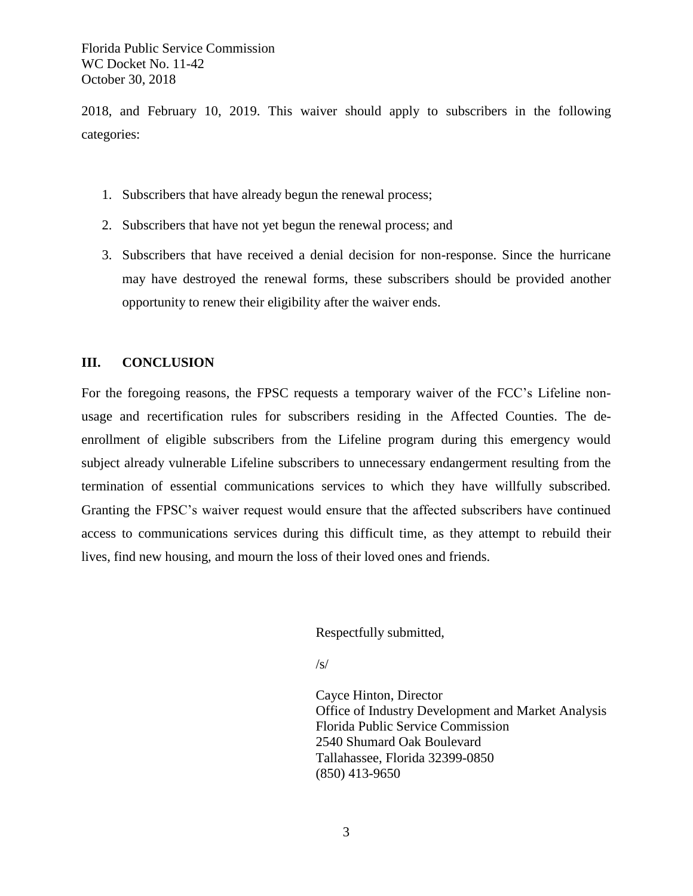2018, and February 10, 2019. This waiver should apply to subscribers in the following categories:

1. Subscribers that have already begun the renewal process;
2. Subscribers that have not yet begun the renewal process; and
3. Subscribers that have received a denial decision for non-response. Since the hurricane may have destroyed the renewal forms, these subscribers should be provided another opportunity to renew their eligibility after the waiver ends.

## III. CONCLUSION

For the foregoing reasons, the FPSC requests a temporary waiver of the FCC's Lifeline non-usage and recertification rules for subscribers residing in the Affected Counties. The de-enrollment of eligible subscribers from the Lifeline program during this emergency would subject already vulnerable Lifeline subscribers to unnecessary endangerment resulting from the termination of essential communications services to which they have willfully subscribed. Granting the FPSC's waiver request would ensure that the affected subscribers have continued access to communications services during this difficult time, as they attempt to rebuild their lives, find new housing, and mourn the loss of their loved ones and friends.

Respectfully submitted,

/s/

Cayce Hinton, Director
Office of Industry Development and Market Analysis
Florida Public Service Commission
2540 Shumard Oak Boulevard
Tallahassee, Florida 32399-0850
(850) 413-9650